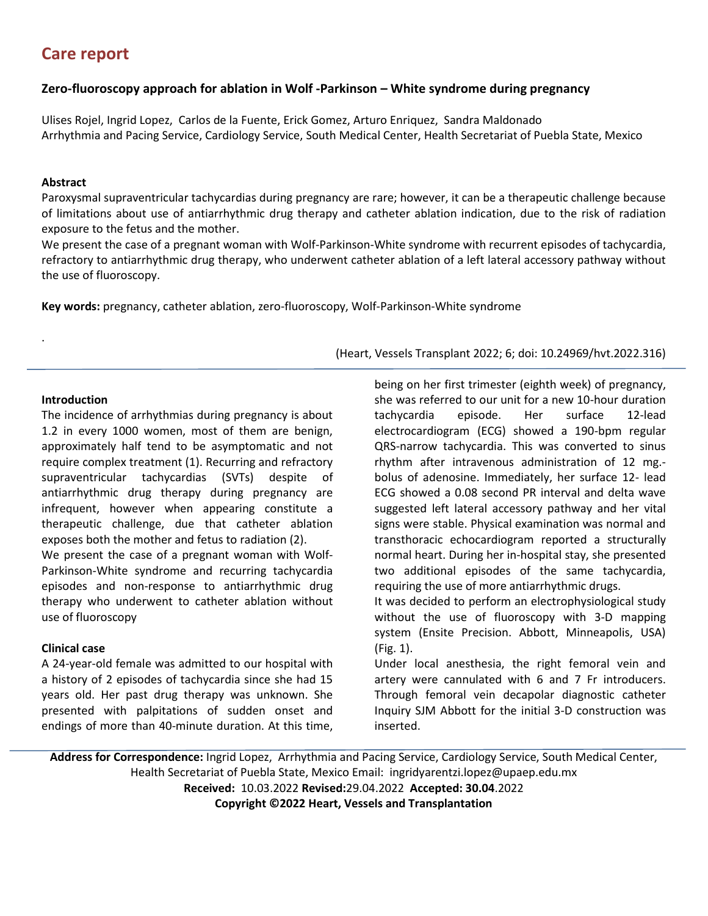## Care report

### Zero-fluoroscopy approach for ablation in Wolf -Parkinson – White syndrome during pregnancy

Ulises Rojel, Ingrid Lopez, Carlos de la Fuente, Erick Gomez, Arturo Enriquez, Sandra Maldonado
Arrhythmia and Pacing Service, Cardiology Service, South Medical Center, Health Secretariat of Puebla State, Mexico

**Abstract**

Paroxysmal supraventricular tachycardias during pregnancy are rare; however, it can be a therapeutic challenge because of limitations about use of antiarrhythmic drug therapy and catheter ablation indication, due to the risk of radiation exposure to the fetus and the mother.

We present the case of a pregnant woman with Wolf-Parkinson-White syndrome with recurrent episodes of tachycardia, refractory to antiarrhythmic drug therapy, who underwent catheter ablation of a left lateral accessory pathway without the use of fluoroscopy.

**Key words:** pregnancy, catheter ablation, zero-fluoroscopy, Wolf-Parkinson-White syndrome

(Heart, Vessels Transplant 2022; 6; doi: 10.24969/hvt.2022.316)

**Introduction**

The incidence of arrhythmias during pregnancy is about 1.2 in every 1000 women, most of them are benign, approximately half tend to be asymptomatic and not require complex treatment (1). Recurring and refractory supraventricular tachycardias (SVTs) despite of antiarrhythmic drug therapy during pregnancy are infrequent, however when appearing constitute a therapeutic challenge, due that catheter ablation exposes both the mother and fetus to radiation (2).

We present the case of a pregnant woman with Wolf-Parkinson-White syndrome and recurring tachycardia episodes and non-response to antiarrhythmic drug therapy who underwent to catheter ablation without use of fluoroscopy

**Clinical case**

A 24-year-old female was admitted to our hospital with a history of 2 episodes of tachycardia since she had 15 years old. Her past drug therapy was unknown. She presented with palpitations of sudden onset and endings of more than 40-minute duration. At this time, being on her first trimester (eighth week) of pregnancy, she was referred to our unit for a new 10-hour duration tachycardia episode. Her surface 12-lead electrocardiogram (ECG) showed a 190-bpm regular QRS-narrow tachycardia. This was converted to sinus rhythm after intravenous administration of 12 mg.-bolus of adenosine. Immediately, her surface 12- lead ECG showed a 0.08 second PR interval and delta wave suggested left lateral accessory pathway and her vital signs were stable. Physical examination was normal and transthoracic echocardiogram reported a structurally normal heart. During her in-hospital stay, she presented two additional episodes of the same tachycardia, requiring the use of more antiarrhythmic drugs.

It was decided to perform an electrophysiological study without the use of fluoroscopy with 3-D mapping system (Ensite Precision. Abbott, Minneapolis, USA) (Fig. 1).

Under local anesthesia, the right femoral vein and artery were cannulated with 6 and 7 Fr introducers. Through femoral vein decapolar diagnostic catheter Inquiry SJM Abbott for the initial 3-D construction was inserted.

**Address for Correspondence:** Ingrid Lopez, Arrhythmia and Pacing Service, Cardiology Service, South Medical Center, Health Secretariat of Puebla State, Mexico Email: ingridyarentzi.lopez@upaep.edu.mx
**Received:** 10.03.2022 **Revised:** 29.04.2022 **Accepted: 30.04**.2022
**Copyright ©2022 Heart, Vessels and Transplantation**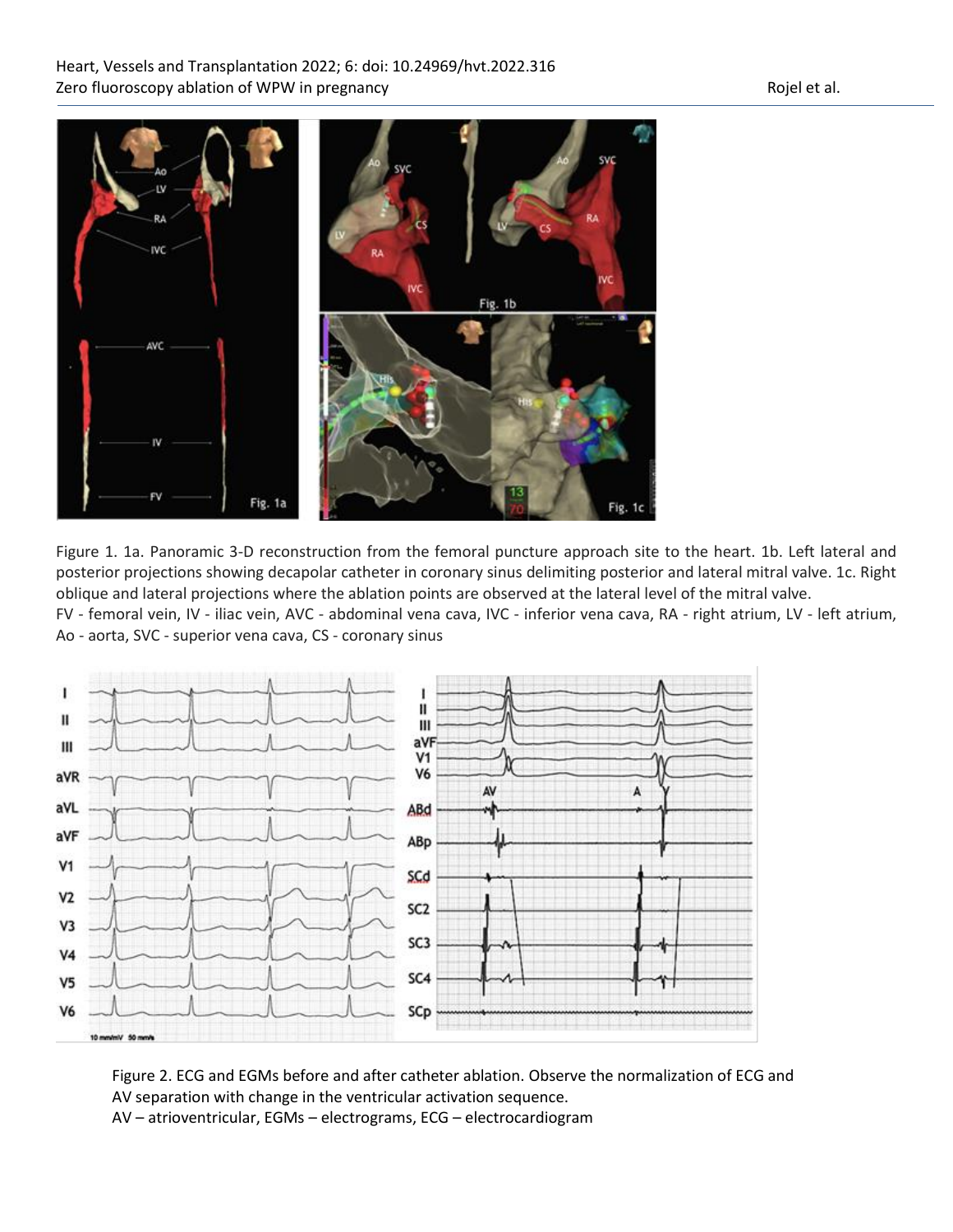Figure 1. 1a. Panoramic 3-D reconstruction from the femoral puncture approach site to the heart. 1b. Left lateral and posterior projections showing decapolar catheter in coronary sinus delimiting posterior and lateral mitral valve. 1c. Right oblique and lateral projections where the ablation points are observed at the lateral level of the mitral valve.
FV - femoral vein, IV - iliac vein, AVC - abdominal vena cava, IVC - inferior vena cava, RA - right atrium, LV - left atrium, Ao - aorta, SVC - superior vena cava, CS - coronary sinus

Figure 2. ECG and EGMs before and after catheter ablation. Observe the normalization of ECG and AV separation with change in the ventricular activation sequence.
AV – atrioventricular, EGMs – electrograms, ECG – electrocardiogram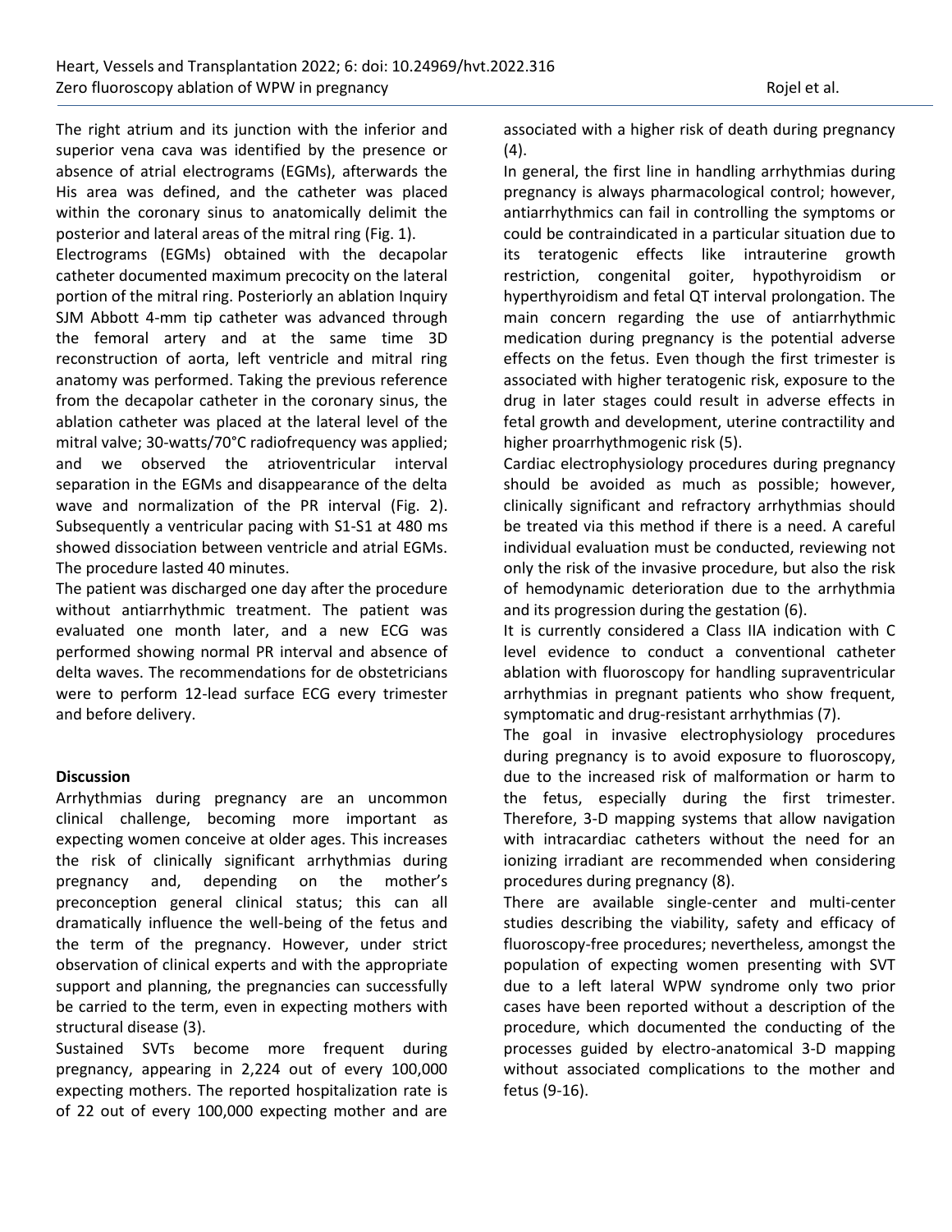The right atrium and its junction with the inferior and superior vena cava was identified by the presence or absence of atrial electrograms (EGMs), afterwards the His area was defined, and the catheter was placed within the coronary sinus to anatomically delimit the posterior and lateral areas of the mitral ring (Fig. 1).

Electrograms (EGMs) obtained with the decapolar catheter documented maximum precocity on the lateral portion of the mitral ring. Posteriorly an ablation Inquiry SJM Abbott 4-mm tip catheter was advanced through the femoral artery and at the same time 3D reconstruction of aorta, left ventricle and mitral ring anatomy was performed. Taking the previous reference from the decapolar catheter in the coronary sinus, the ablation catheter was placed at the lateral level of the mitral valve; 30-watts/70°C radiofrequency was applied; and we observed the atrioventricular interval separation in the EGMs and disappearance of the delta wave and normalization of the PR interval (Fig. 2). Subsequently a ventricular pacing with S1-S1 at 480 ms showed dissociation between ventricle and atrial EGMs. The procedure lasted 40 minutes.

The patient was discharged one day after the procedure without antiarrhythmic treatment. The patient was evaluated one month later, and a new ECG was performed showing normal PR interval and absence of delta waves. The recommendations for de obstetricians were to perform 12-lead surface ECG every trimester and before delivery.

## Discussion

Arrhythmias during pregnancy are an uncommon clinical challenge, becoming more important as expecting women conceive at older ages. This increases the risk of clinically significant arrhythmias during pregnancy and, depending on the mother's preconception general clinical status; this can all dramatically influence the well-being of the fetus and the term of the pregnancy. However, under strict observation of clinical experts and with the appropriate support and planning, the pregnancies can successfully be carried to the term, even in expecting mothers with structural disease (3).

Sustained SVTs become more frequent during pregnancy, appearing in 2,224 out of every 100,000 expecting mothers. The reported hospitalization rate is of 22 out of every 100,000 expecting mother and are associated with a higher risk of death during pregnancy (4).

In general, the first line in handling arrhythmias during pregnancy is always pharmacological control; however, antiarrhythmics can fail in controlling the symptoms or could be contraindicated in a particular situation due to its teratogenic effects like intrauterine growth restriction, congenital goiter, hypothyroidism or hyperthyroidism and fetal QT interval prolongation. The main concern regarding the use of antiarrhythmic medication during pregnancy is the potential adverse effects on the fetus. Even though the first trimester is associated with higher teratogenic risk, exposure to the drug in later stages could result in adverse effects in fetal growth and development, uterine contractility and higher proarrhythmogenic risk (5).

Cardiac electrophysiology procedures during pregnancy should be avoided as much as possible; however, clinically significant and refractory arrhythmias should be treated via this method if there is a need. A careful individual evaluation must be conducted, reviewing not only the risk of the invasive procedure, but also the risk of hemodynamic deterioration due to the arrhythmia and its progression during the gestation (6).

It is currently considered a Class IIA indication with C level evidence to conduct a conventional catheter ablation with fluoroscopy for handling supraventricular arrhythmias in pregnant patients who show frequent, symptomatic and drug-resistant arrhythmias (7).

The goal in invasive electrophysiology procedures during pregnancy is to avoid exposure to fluoroscopy, due to the increased risk of malformation or harm to the fetus, especially during the first trimester. Therefore, 3-D mapping systems that allow navigation with intracardiac catheters without the need for an ionizing irradiant are recommended when considering procedures during pregnancy (8).

There are available single-center and multi-center studies describing the viability, safety and efficacy of fluoroscopy-free procedures; nevertheless, amongst the population of expecting women presenting with SVT due to a left lateral WPW syndrome only two prior cases have been reported without a description of the procedure, which documented the conducting of the processes guided by electro-anatomical 3-D mapping without associated complications to the mother and fetus (9-16).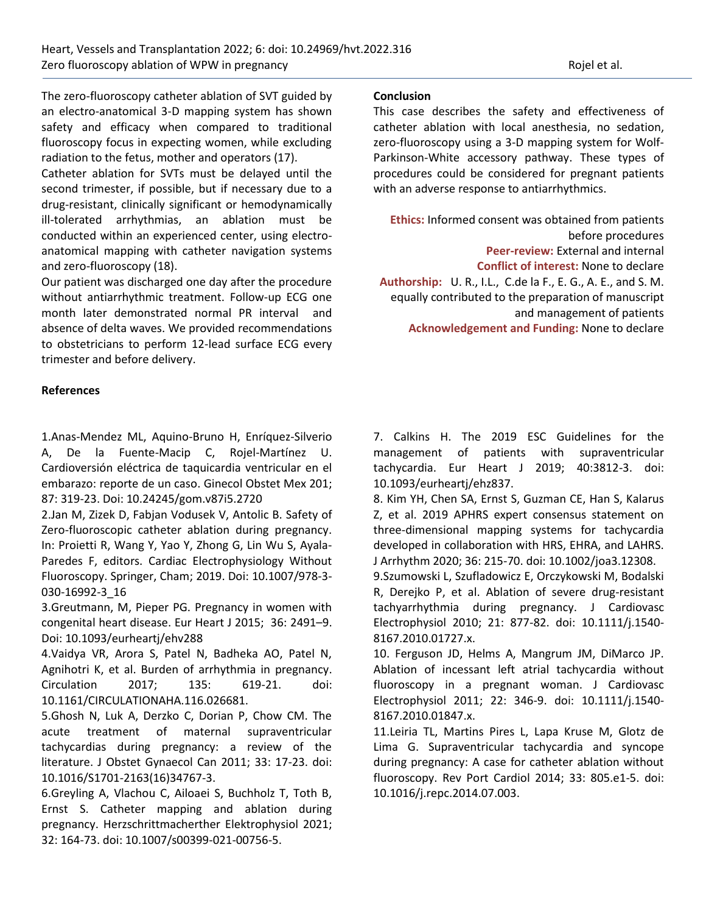The zero-fluoroscopy catheter ablation of SVT guided by an electro-anatomical 3-D mapping system has shown safety and efficacy when compared to traditional fluoroscopy focus in expecting women, while excluding radiation to the fetus, mother and operators (17).

Catheter ablation for SVTs must be delayed until the second trimester, if possible, but if necessary due to a drug-resistant, clinically significant or hemodynamically ill-tolerated arrhythmias, an ablation must be conducted within an experienced center, using electro-anatomical mapping with catheter navigation systems and zero-fluoroscopy (18).

Our patient was discharged one day after the procedure without antiarrhythmic treatment. Follow-up ECG one month later demonstrated normal PR interval and absence of delta waves. We provided recommendations to obstetricians to perform 12-lead surface ECG every trimester and before delivery.

**Conclusion**

This case describes the safety and effectiveness of catheter ablation with local anesthesia, no sedation, zero-fluoroscopy using a 3-D mapping system for Wolf-Parkinson-White accessory pathway. These types of procedures could be considered for pregnant patients with an adverse response to antiarrhythmics.

**Ethics:** Informed consent was obtained from patients before procedures

**Peer-review:** External and internal

**Conflict of interest:** None to declare

**Authorship:** U. R., I.L., C.de la F., E. G., A. E., and S. M. equally contributed to the preparation of manuscript and management of patients

**Acknowledgement and Funding:** None to declare

**References**

1. Anas-Mendez ML, Aquino-Bruno H, Enríquez-Silverio A, De la Fuente-Macip C, Rojel-Martínez U. Cardioversión eléctrica de taquicardia ventricular en el embarazo: reporte de un caso. Ginecol Obstet Mex 201; 87: 319-23. Doi: 10.24245/gom.v87i5.2720
2. Jan M, Zizek D, Fabjan Vodusek V, Antolic B. Safety of Zero-fluoroscopic catheter ablation during pregnancy. In: Proietti R, Wang Y, Yao Y, Zhong G, Lin Wu S, Ayala-Paredes F, editors. Cardiac Electrophysiology Without Fluoroscopy. Springer, Cham; 2019. Doi: 10.1007/978-3-030-16992-3_16
3. Greutmann, M, Pieper PG. Pregnancy in women with congenital heart disease. Eur Heart J 2015; 36: 2491–9. Doi: 10.1093/eurheartj/ehv288
4. Vaidya VR, Arora S, Patel N, Badheka AO, Patel N, Agnihotri K, et al. Burden of arrhythmia in pregnancy. Circulation 2017; 135: 619-21. doi: 10.1161/CIRCULATIONAHA.116.026681.
5. Ghosh N, Luk A, Derzko C, Dorian P, Chow CM. The acute treatment of maternal supraventricular tachycardias during pregnancy: a review of the literature. J Obstet Gynaecol Can 2011; 33: 17-23. doi: 10.1016/S1701-2163(16)34767-3.
6. Greyling A, Vlachou C, Ailoaei S, Buchholz T, Toth B, Ernst S. Catheter mapping and ablation during pregnancy. Herzschrittmacherther Elektrophysiol 2021; 32: 164-73. doi: 10.1007/s00399-021-00756-5.
7. Calkins H. The 2019 ESC Guidelines for the management of patients with supraventricular tachycardia. Eur Heart J 2019; 40:3812-3. doi: 10.1093/eurheartj/ehz837.
8. Kim YH, Chen SA, Ernst S, Guzman CE, Han S, Kalarus Z, et al. 2019 APHRS expert consensus statement on three-dimensional mapping systems for tachycardia developed in collaboration with HRS, EHRA, and LAHRS. J Arrhythm 2020; 36: 215-70. doi: 10.1002/joa3.12308.
9. Szumowski L, Szufladowicz E, Orczykowski M, Bodalski R, Derejko P, et al. Ablation of severe drug-resistant tachyarrhythmia during pregnancy. J Cardiovasc Electrophysiol 2010; 21: 877-82. doi: 10.1111/j.1540-8167.2010.01727.x.
10. Ferguson JD, Helms A, Mangrum JM, DiMarco JP. Ablation of incessant left atrial tachycardia without fluoroscopy in a pregnant woman. J Cardiovasc Electrophysiol 2011; 22: 346-9. doi: 10.1111/j.1540-8167.2010.01847.x.
11. Leiria TL, Martins Pires L, Lapa Kruse M, Glotz de Lima G. Supraventricular tachycardia and syncope during pregnancy: A case for catheter ablation without fluoroscopy. Rev Port Cardiol 2014; 33: 805.e1-5. doi: 10.1016/j.repc.2014.07.003.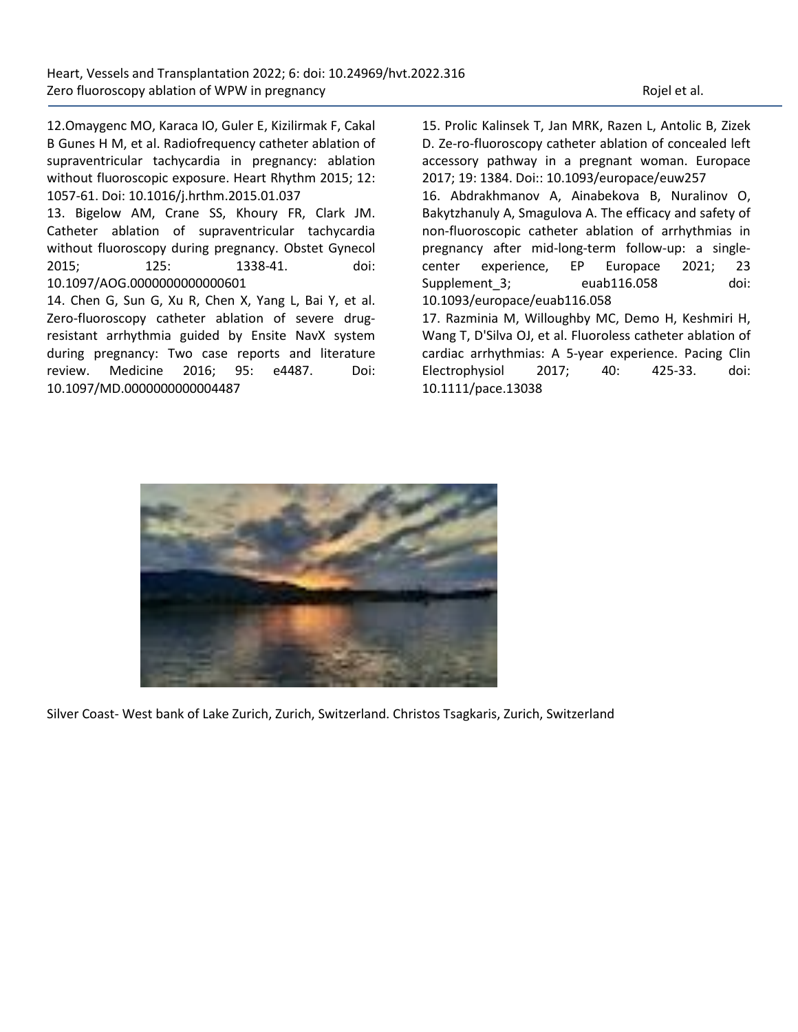12.Omaygenc MO, Karaca IO, Guler E, Kizilirmak F, Cakal B Gunes H M, et al. Radiofrequency catheter ablation of supraventricular tachycardia in pregnancy: ablation without fluoroscopic exposure. Heart Rhythm 2015; 12: 1057-61. Doi: 10.1016/j.hrthm.2015.01.037

13. Bigelow AM, Crane SS, Khoury FR, Clark JM. Catheter ablation of supraventricular tachycardia without fluoroscopy during pregnancy. Obstet Gynecol 2015; 125: 1338-41. doi: 10.1097/AOG.0000000000000601

14. Chen G, Sun G, Xu R, Chen X, Yang L, Bai Y, et al. Zero-fluoroscopy catheter ablation of severe drug-resistant arrhythmia guided by Ensite NavX system during pregnancy: Two case reports and literature review. Medicine 2016; 95: e4487. Doi: 10.1097/MD.0000000000004487

15. Prolic Kalinsek T, Jan MRK, Razen L, Antolic B, Zizek D. Ze-ro-fluoroscopy catheter ablation of concealed left accessory pathway in a pregnant woman. Europace 2017; 19: 1384. Doi:: 10.1093/europace/euw257

16. Abdrakhmanov A, Ainabekova B, Nuralinov O, Bakytzhanuly A, Smagulova A. The efficacy and safety of non-fluoroscopic catheter ablation of arrhythmias in pregnancy after mid-long-term follow-up: a single-center experience, EP Europace 2021; 23 Supplement_3; euab116.058 doi: 10.1093/europace/euab116.058

17. Razminia M, Willoughby MC, Demo H, Keshmiri H, Wang T, D'Silva OJ, et al. Fluoroless catheter ablation of cardiac arrhythmias: A 5-year experience. Pacing Clin Electrophysiol 2017; 40: 425-33. doi: 10.1111/pace.13038

Silver Coast- West bank of Lake Zurich, Zurich, Switzerland. Christos Tsagkaris, Zurich, Switzerland